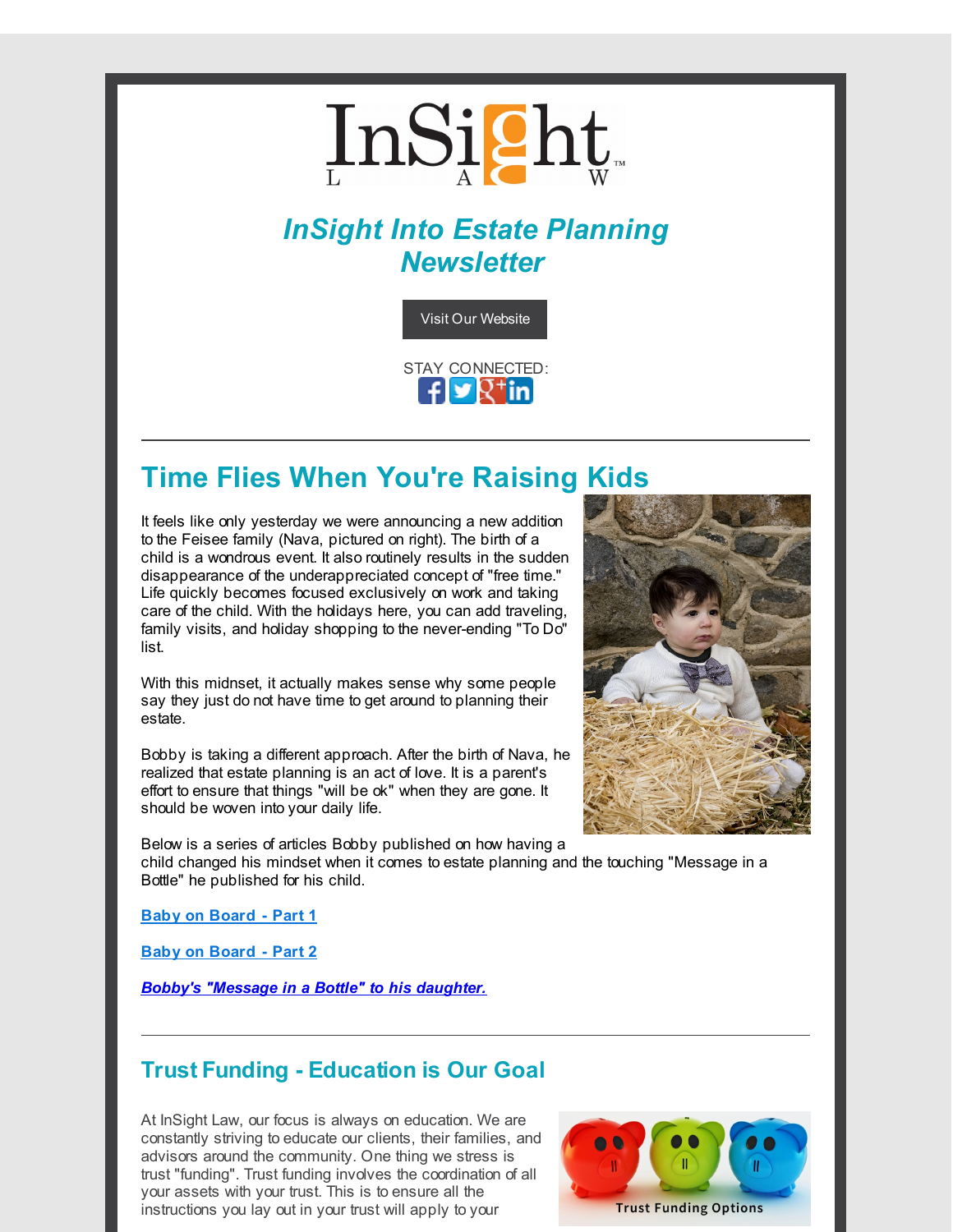InSight LAW™

# InSight Into Estate Planning Newsletter

Visit Our Website

STAY CONNECTED:

## Time Flies When You're Raising Kids

It feels like only yesterday we were announcing a new addition to the Feisee family (Nava, pictured on right). The birth of a child is a wondrous event. It also routinely results in the sudden disappearance of the underappreciated concept of "free time." Life quickly becomes focused exclusively on work and taking care of the child. With the holidays here, you can add traveling, family visits, and holiday shopping to the never-ending "To Do" list.

With this midnset, it actually makes sense why some people say they just do not have time to get around to planning their estate.

Bobby is taking a different approach. After the birth of Nava, he realized that estate planning is an act of love. It is a parent's effort to ensure that things "will be ok" when they are gone. It should be woven into your daily life.

Below is a series of articles Bobby published on how having a child changed his mindset when it comes to estate planning and the touching "Message in a Bottle" he published for his child.

**Baby on Board - Part 1**

**Baby on Board - Part 2**

***Bobby's "Message in a Bottle" to his daughter.***

## Trust Funding - Education is Our Goal

At InSight Law, our focus is always on education. We are constantly striving to educate our clients, their families, and advisors around the community. One thing we stress is trust "funding". Trust funding involves the coordination of all your assets with your trust. This is to ensure all the instructions you lay out in your trust will apply to your

Trust Funding Options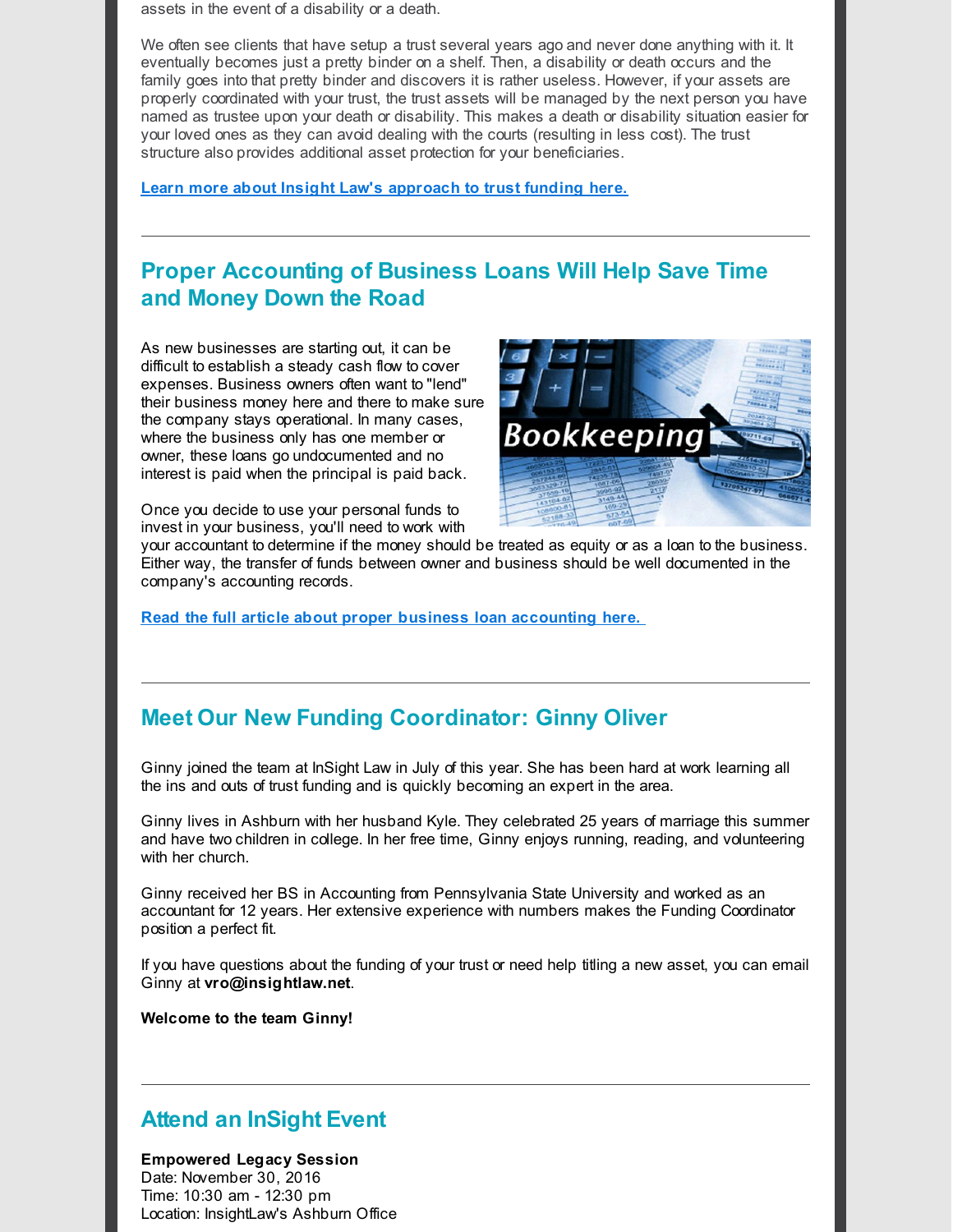assets in the event of a disability or a death.

We often see clients that have setup a trust several years ago and never done anything with it. It eventually becomes just a pretty binder on a shelf. Then, a disability or death occurs and the family goes into that pretty binder and discovers it is rather useless. However, if your assets are properly coordinated with your trust, the trust assets will be managed by the next person you have named as trustee upon your death or disability. This makes a death or disability situation easier for your loved ones as they can avoid dealing with the courts (resulting in less cost). The trust structure also provides additional asset protection for your beneficiaries.

**Learn more about Insight Law's approach to trust funding here.**

---

## Proper Accounting of Business Loans Will Help Save Time and Money Down the Road

As new businesses are starting out, it can be difficult to establish a steady cash flow to cover expenses. Business owners often want to "lend" their business money here and there to make sure the company stays operational. In many cases, where the business only has one member or owner, these loans go undocumented and no interest is paid when the principal is paid back.

Once you decide to use your personal funds to invest in your business, you'll need to work with your accountant to determine if the money should be treated as equity or as a loan to the business. Either way, the transfer of funds between owner and business should be well documented in the company's accounting records.

**Read the full article about proper business loan accounting here.**

---

## Meet Our New Funding Coordinator: Ginny Oliver

Ginny joined the team at InSight Law in July of this year. She has been hard at work learning all the ins and outs of trust funding and is quickly becoming an expert in the area.

Ginny lives in Ashburn with her husband Kyle. They celebrated 25 years of marriage this summer and have two children in college. In her free time, Ginny enjoys running, reading, and volunteering with her church.

Ginny received her BS in Accounting from Pennsylvania State University and worked as an accountant for 12 years. Her extensive experience with numbers makes the Funding Coordinator position a perfect fit.

If you have questions about the funding of your trust or need help titling a new asset, you can email Ginny at **vro@insightlaw.net**.

**Welcome to the team Ginny!**

---

## Attend an InSight Event

**Empowered Legacy Session**
Date: November 30, 2016
Time: 10:30 am - 12:30 pm
Location: InsightLaw's Ashburn Office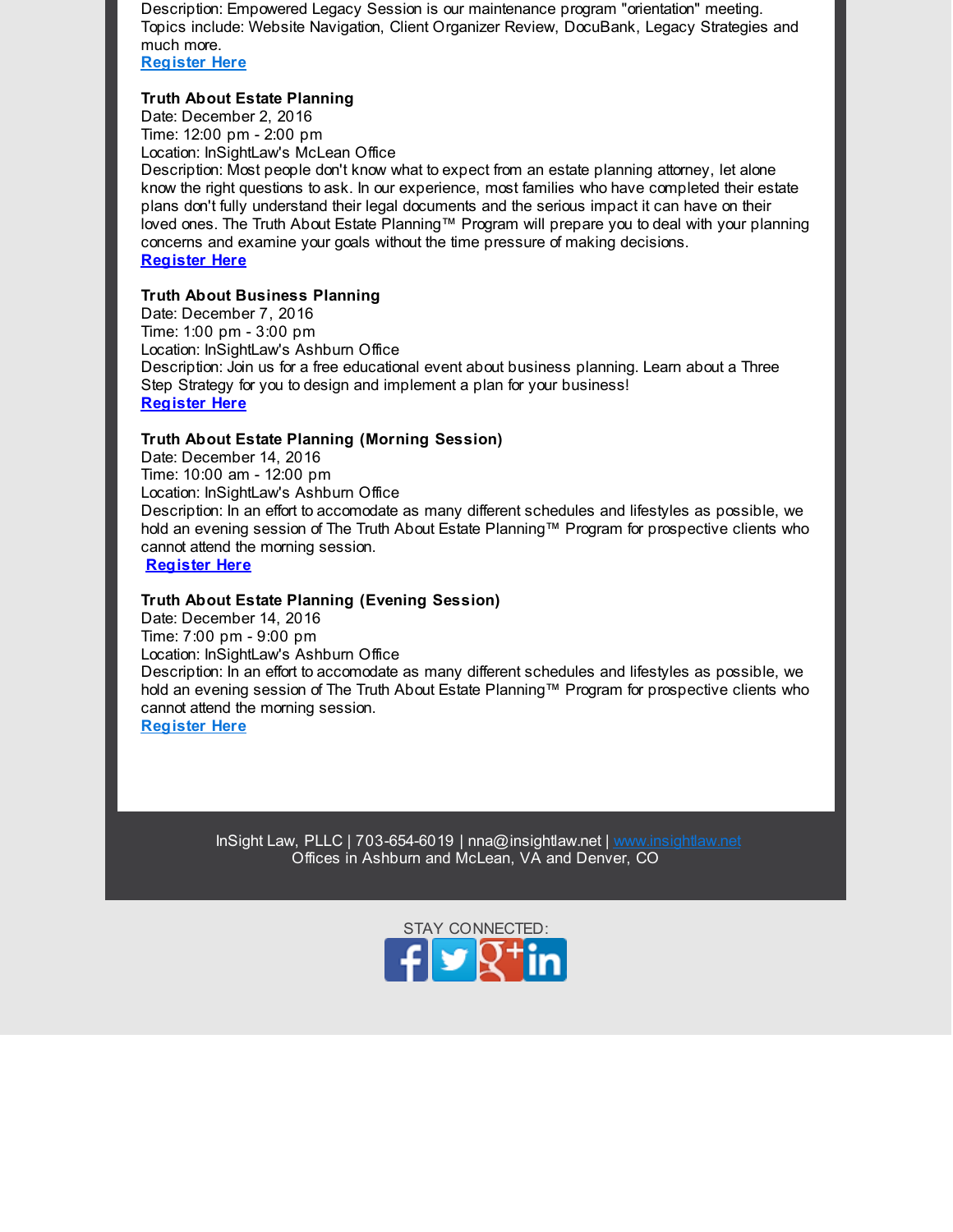Description: Empowered Legacy Session is our maintenance program "orientation" meeting. Topics include: Website Navigation, Client Organizer Review, DocuBank, Legacy Strategies and much more.
**Register Here**

**Truth About Estate Planning**
Date: December 2, 2016
Time: 12:00 pm - 2:00 pm
Location: InSightLaw's McLean Office
Description: Most people don't know what to expect from an estate planning attorney, let alone know the right questions to ask. In our experience, most families who have completed their estate plans don't fully understand their legal documents and the serious impact it can have on their loved ones. The Truth About Estate Planning™ Program will prepare you to deal with your planning concerns and examine your goals without the time pressure of making decisions.
**Register Here**

**Truth About Business Planning**
Date: December 7, 2016
Time: 1:00 pm - 3:00 pm
Location: InSightLaw's Ashburn Office
Description: Join us for a free educational event about business planning. Learn about a Three Step Strategy for you to design and implement a plan for your business!
**Register Here**

**Truth About Estate Planning (Morning Session)**
Date: December 14, 2016
Time: 10:00 am - 12:00 pm
Location: InSightLaw's Ashburn Office
Description: In an effort to accomodate as many different schedules and lifestyles as possible, we hold an evening session of The Truth About Estate Planning™ Program for prospective clients who cannot attend the morning session.
**Register Here**

**Truth About Estate Planning (Evening Session)**
Date: December 14, 2016
Time: 7:00 pm - 9:00 pm
Location: InSightLaw's Ashburn Office
Description: In an effort to accomodate as many different schedules and lifestyles as possible, we hold an evening session of The Truth About Estate Planning™ Program for prospective clients who cannot attend the morning session.
**Register Here**

InSight Law, PLLC | 703-654-6019 | nna@insightlaw.net | www.insightlaw.net
Offices in Ashburn and McLean, VA and Denver, CO

STAY CONNECTED: